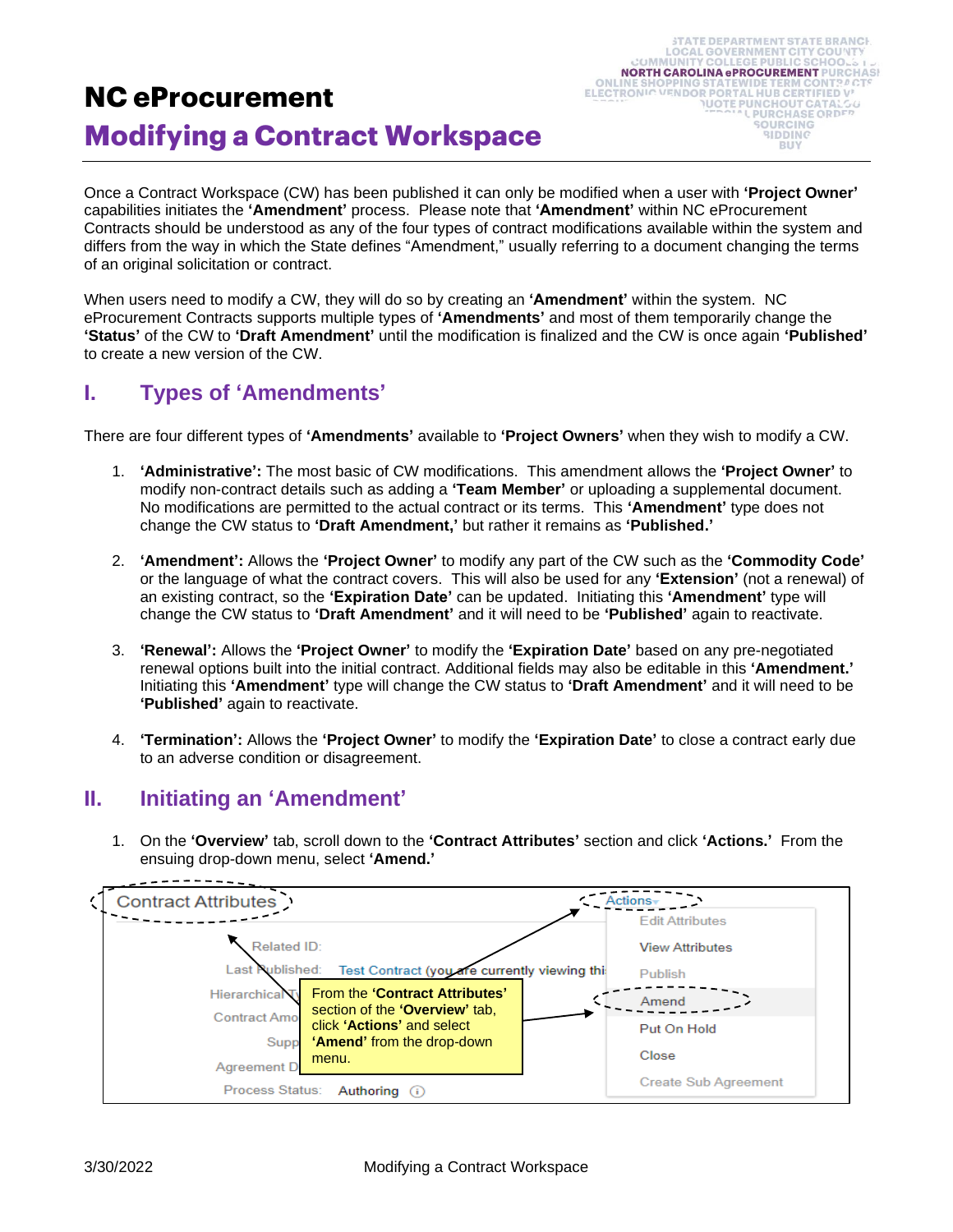# NC eProcurement

# Modifying a Contract Workspace

Once a Contract Workspace (CW) has been published it can only be modified when a user with **'Project Owner'** capabilities initiates the **'Amendment'** process. Please note that **'Amendment'** within NC eProcurement Contracts should be understood as any of the four types of contract modifications available within the system and differs from the way in which the State defines "Amendment," usually referring to a document changing the terms of an original solicitation or contract.

When users need to modify a CW, they will do so by creating an **'Amendment'** within the system. NC eProcurement Contracts supports multiple types of **'Amendments'** and most of them temporarily change the **'Status'** of the CW to **'Draft Amendment'** until the modification is finalized and the CW is once again **'Published'** to create a new version of the CW.

## I. Types of 'Amendments'

There are four different types of **'Amendments'** available to **'Project Owners'** when they wish to modify a CW.

1. **'Administrative':** The most basic of CW modifications. This amendment allows the **'Project Owner'** to modify non-contract details such as adding a **'Team Member'** or uploading a supplemental document. No modifications are permitted to the actual contract or its terms. This **'Amendment'** type does not change the CW status to **'Draft Amendment,'** but rather it remains as **'Published.'**

2. **'Amendment':** Allows the **'Project Owner'** to modify any part of the CW such as the **'Commodity Code'** or the language of what the contract covers. This will also be used for any **'Extension'** (not a renewal) of an existing contract, so the **'Expiration Date'** can be updated. Initiating this **'Amendment'** type will change the CW status to **'Draft Amendment'** and it will need to be **'Published'** again to reactivate.

3. **'Renewal':** Allows the **'Project Owner'** to modify the **'Expiration Date'** based on any pre-negotiated renewal options built into the initial contract. Additional fields may also be editable in this **'Amendment.'** Initiating this **'Amendment'** type will change the CW status to **'Draft Amendment'** and it will need to be **'Published'** again to reactivate.

4. **'Termination':** Allows the **'Project Owner'** to modify the **'Expiration Date'** to close a contract early due to an adverse condition or disagreement.

## II. Initiating an 'Amendment'

1. On the **'Overview'** tab, scroll down to the **'Contract Attributes'** section and click **'Actions.'** From the ensuing drop-down menu, select **'Amend.'**

Contract Attributes

Related ID:
Last Published: Test Contract (you are currently viewing thi
Hierarchical T
Contract Amo
Supp
Agreement D
Process Status: Authoring

Actions
- Edit Attributes
- View Attributes
- Publish
- Amend
- Put On Hold
- Close
- Create Sub Agreement

From the **'Contract Attributes'** section of the **'Overview'** tab, click **'Actions'** and select **'Amend'** from the drop-down menu.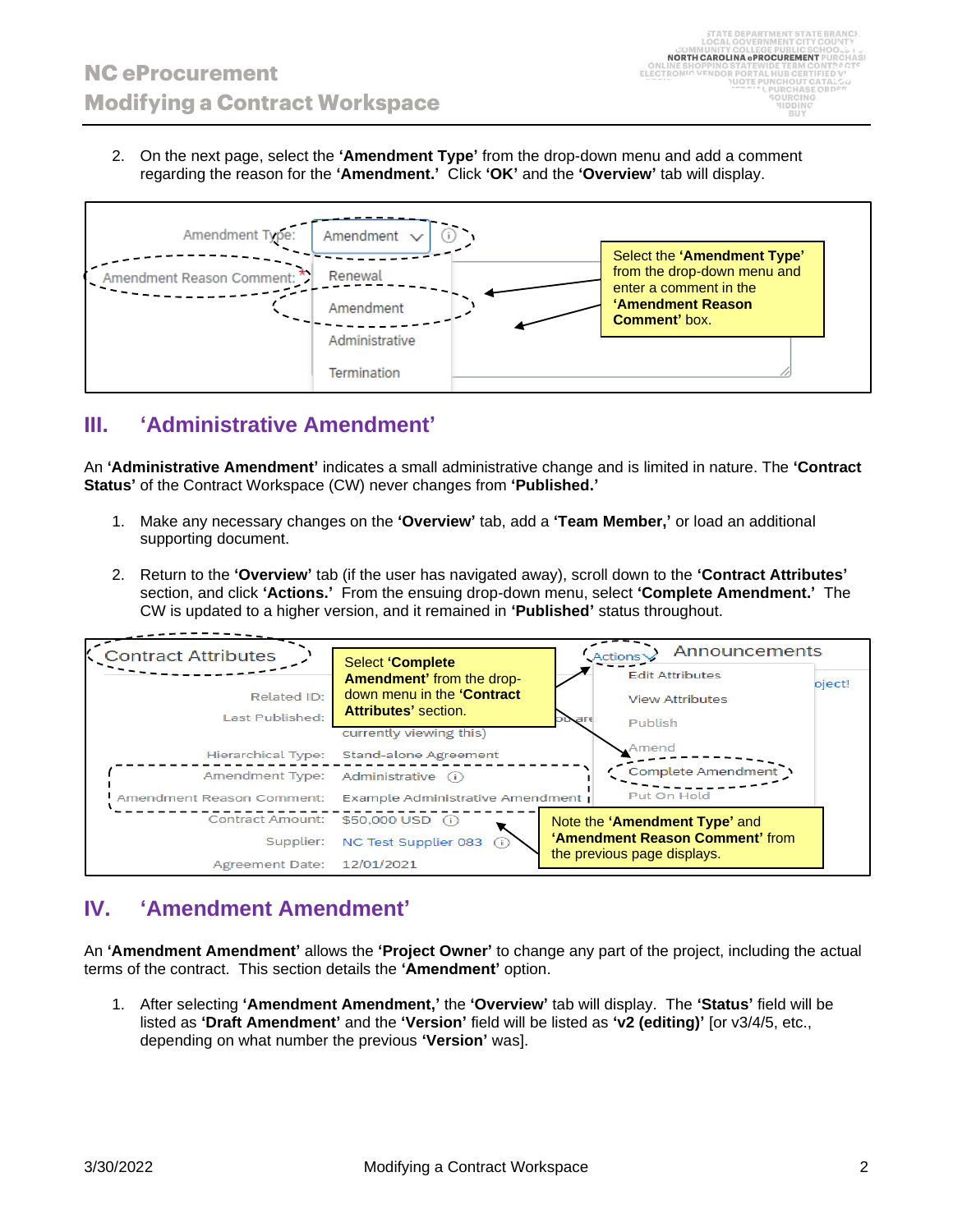2. On the next page, select the **'Amendment Type'** from the drop-down menu and add a comment regarding the reason for the **'Amendment.'** Click **'OK'** and the **'Overview'** tab will display.

## III. 'Administrative Amendment'

An **'Administrative Amendment'** indicates a small administrative change and is limited in nature. The **'Contract Status'** of the Contract Workspace (CW) never changes from **'Published.'**

1. Make any necessary changes on the **'Overview'** tab, add a **'Team Member,'** or load an additional supporting document.

2. Return to the **'Overview'** tab (if the user has navigated away), scroll down to the **'Contract Attributes'** section, and click **'Actions.'** From the ensuing drop-down menu, select **'Complete Amendment.'** The CW is updated to a higher version, and it remained in **'Published'** status throughout.

## IV. 'Amendment Amendment'

An **'Amendment Amendment'** allows the **'Project Owner'** to change any part of the project, including the actual terms of the contract. This section details the **'Amendment'** option.

1. After selecting **'Amendment Amendment,'** the **'Overview'** tab will display. The **'Status'** field will be listed as **'Draft Amendment'** and the **'Version'** field will be listed as **'v2 (editing)'** [or v3/4/5, etc., depending on what number the previous **'Version'** was].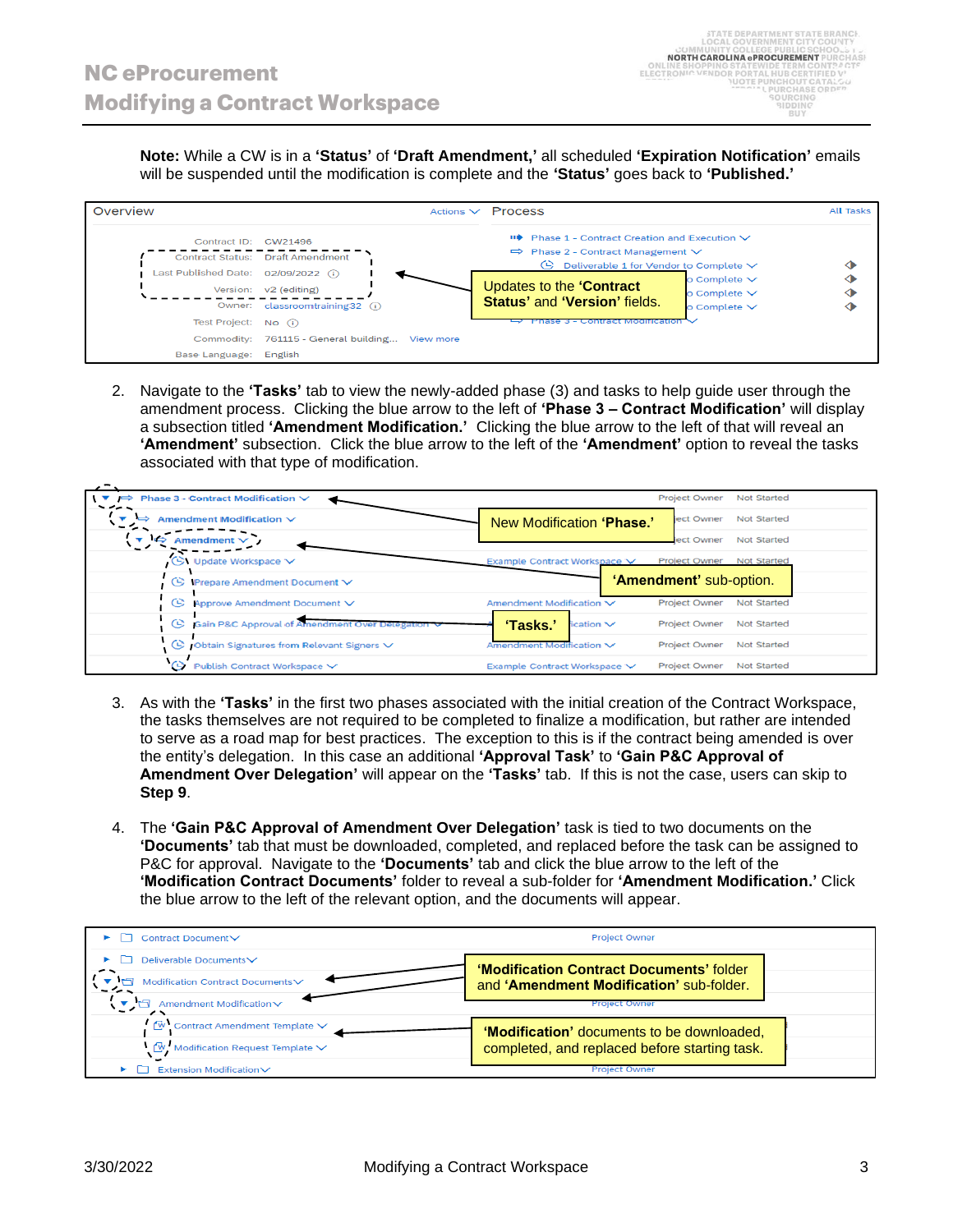**Note:** While a CW is in a **'Status'** of **'Draft Amendment,'** all scheduled **'Expiration Notification'** emails will be suspended until the modification is complete and the **'Status'** goes back to **'Published.'**

2. Navigate to the **'Tasks'** tab to view the newly-added phase (3) and tasks to help guide user through the amendment process. Clicking the blue arrow to the left of **'Phase 3 – Contract Modification'** will display a subsection titled **'Amendment Modification.'** Clicking the blue arrow to the left of that will reveal an **'Amendment'** subsection. Click the blue arrow to the left of the **'Amendment'** option to reveal the tasks associated with that type of modification.

3. As with the **'Tasks'** in the first two phases associated with the initial creation of the Contract Workspace, the tasks themselves are not required to be completed to finalize a modification, but rather are intended to serve as a road map for best practices. The exception to this is if the contract being amended is over the entity's delegation. In this case an additional **'Approval Task'** to **'Gain P&C Approval of Amendment Over Delegation'** will appear on the **'Tasks'** tab. If this is not the case, users can skip to **Step 9**.

4. The **'Gain P&C Approval of Amendment Over Delegation'** task is tied to two documents on the **'Documents'** tab that must be downloaded, completed, and replaced before the task can be assigned to P&C for approval. Navigate to the **'Documents'** tab and click the blue arrow to the left of the **'Modification Contract Documents'** folder to reveal a sub-folder for **'Amendment Modification.'** Click the blue arrow to the left of the relevant option, and the documents will appear.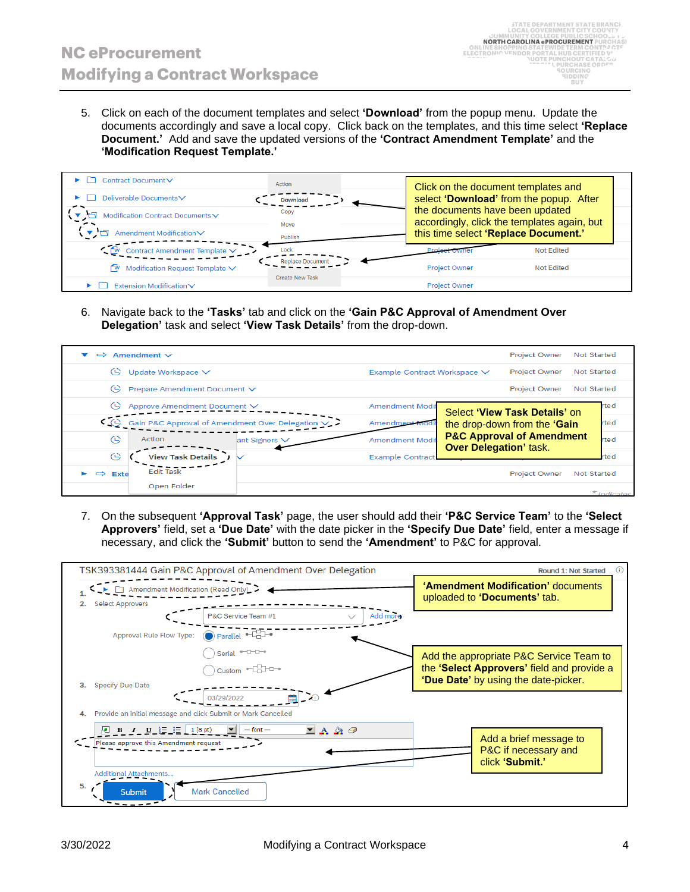5. Click on each of the document templates and select **'Download'** from the popup menu. Update the documents accordingly and save a local copy. Click back on the templates, and this time select **'Replace Document.'** Add and save the updated versions of the **'Contract Amendment Template'** and the **'Modification Request Template.'**

Click on the document templates and select **'Download'** from the popup. After the documents have been updated accordingly, click the templates again, but this time select **'Replace Document.'**

6. Navigate back to the **'Tasks'** tab and click on the **'Gain P&C Approval of Amendment Over Delegation'** task and select **'View Task Details'** from the drop-down.

Select **'View Task Details'** on the drop-down from the **'Gain P&C Approval of Amendment Over Delegation'** task.

7. On the subsequent **'Approval Task'** page, the user should add their **'P&C Service Team'** to the **'Select Approvers'** field, set a **'Due Date'** with the date picker in the **'Specify Due Date'** field, enter a message if necessary, and click the **'Submit'** button to send the **'Amendment'** to P&C for approval.

**'Amendment Modification'** documents uploaded to **'Documents'** tab.

Add the appropriate P&C Service Team to the **'Select Approvers'** field and provide a **'Due Date'** by using the date-picker.

Add a brief message to P&C if necessary and click **'Submit.'**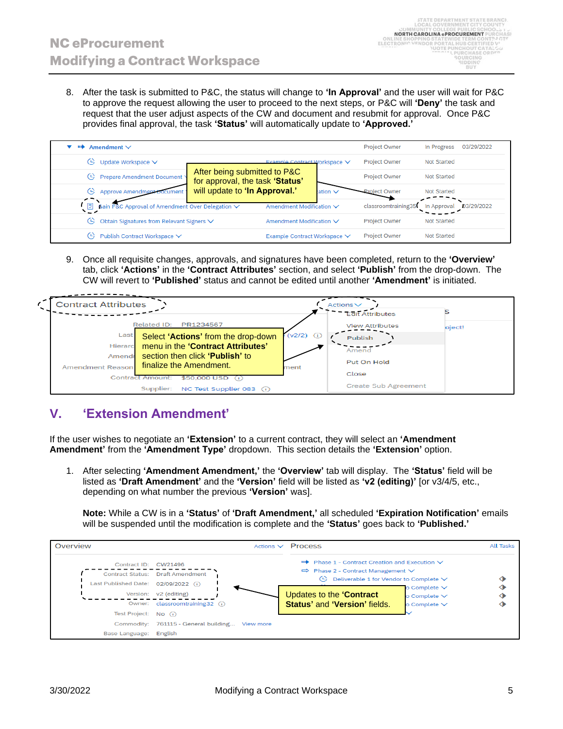8. After the task is submitted to P&C, the status will change to **'In Approval'** and the user will wait for P&C to approve the request allowing the user to proceed to the next steps, or P&C will **'Deny'** the task and request that the user adjust aspects of the CW and document and resubmit for approval. Once P&C provides final approval, the task **'Status'** will automatically update to **'Approved.'**

9. Once all requisite changes, approvals, and signatures have been completed, return to the **'Overview'** tab, click **'Actions'** in the **'Contract Attributes'** section, and select **'Publish'** from the drop-down. The CW will revert to **'Published'** status and cannot be edited until another **'Amendment'** is initiated.

## V. 'Extension Amendment'

If the user wishes to negotiate an **'Extension'** to a current contract, they will select an **'Amendment Amendment'** from the **'Amendment Type'** dropdown. This section details the **'Extension'** option.

1. After selecting **'Amendment Amendment,'** the **'Overview'** tab will display. The **'Status'** field will be listed as **'Draft Amendment'** and the **'Version'** field will be listed as **'v2 (editing)'** [or v3/4/5, etc., depending on what number the previous **'Version'** was].

   **Note:** While a CW is in a **'Status'** of **'Draft Amendment,'** all scheduled **'Expiration Notification'** emails will be suspended until the modification is complete and the **'Status'** goes back to **'Published.'**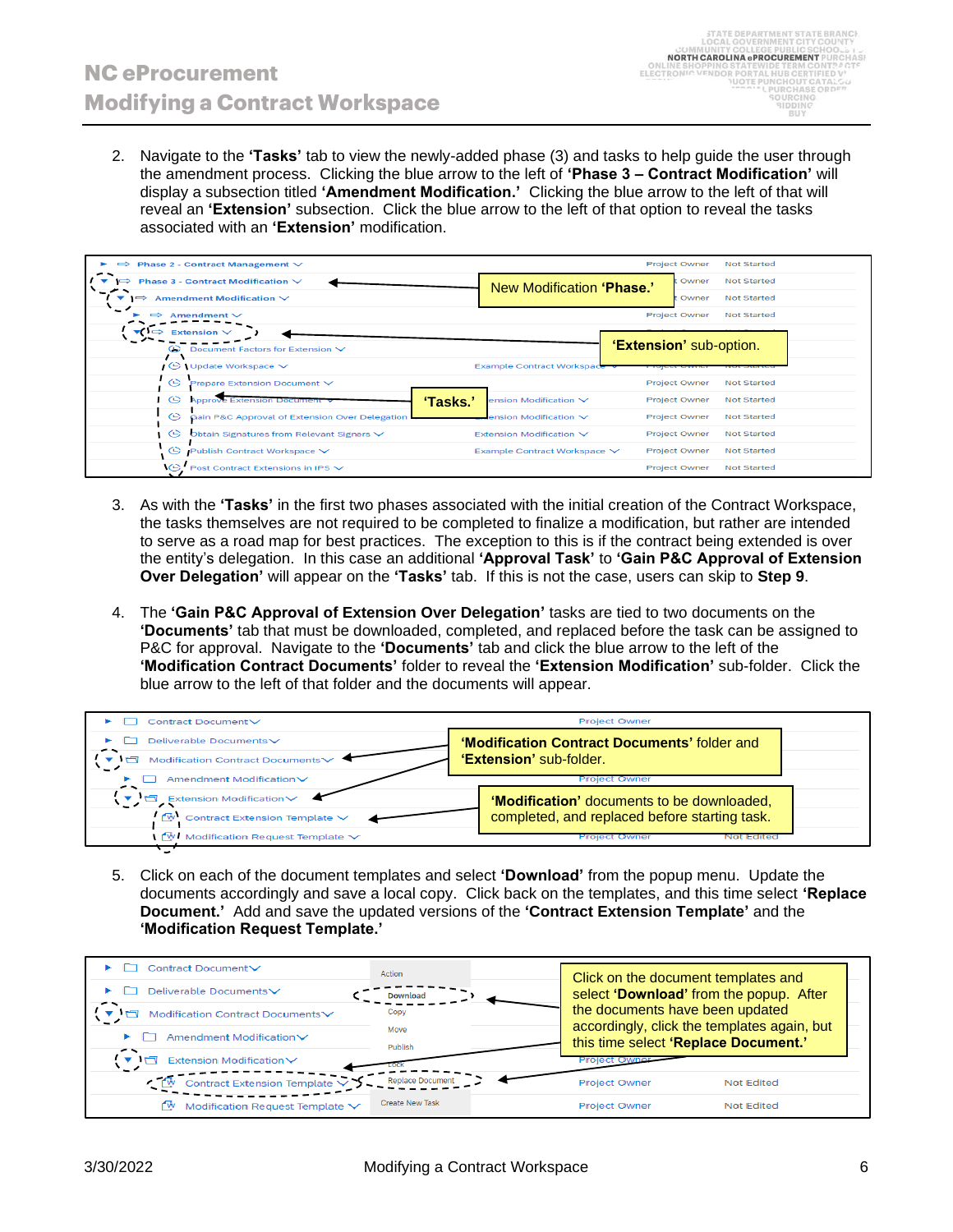2. Navigate to the **'Tasks'** tab to view the newly-added phase (3) and tasks to help guide the user through the amendment process. Clicking the blue arrow to the left of **'Phase 3 – Contract Modification'** will display a subsection titled **'Amendment Modification.'** Clicking the blue arrow to the left of that will reveal an **'Extension'** subsection. Click the blue arrow to the left of that option to reveal the tasks associated with an **'Extension'** modification.

New Modification **'Phase.'**

**'Extension'** sub-option.

**'Tasks.'**

3. As with the **'Tasks'** in the first two phases associated with the initial creation of the Contract Workspace, the tasks themselves are not required to be completed to finalize a modification, but rather are intended to serve as a road map for best practices. The exception to this is if the contract being extended is over the entity's delegation. In this case an additional **'Approval Task'** to **'Gain P&C Approval of Extension Over Delegation'** will appear on the **'Tasks'** tab. If this is not the case, users can skip to **Step 9**.

4. The **'Gain P&C Approval of Extension Over Delegation'** tasks are tied to two documents on the **'Documents'** tab that must be downloaded, completed, and replaced before the task can be assigned to P&C for approval. Navigate to the **'Documents'** tab and click the blue arrow to the left of the **'Modification Contract Documents'** folder to reveal the **'Extension Modification'** sub-folder. Click the blue arrow to the left of that folder and the documents will appear.

**'Modification Contract Documents'** folder and **'Extension'** sub-folder.

**'Modification'** documents to be downloaded, completed, and replaced before starting task.

5. Click on each of the document templates and select **'Download'** from the popup menu. Update the documents accordingly and save a local copy. Click back on the templates, and this time select **'Replace Document.'** Add and save the updated versions of the **'Contract Extension Template'** and the **'Modification Request Template.'**

Click on the document templates and select **'Download'** from the popup. After the documents have been updated accordingly, click the templates again, but this time select **'Replace Document.'**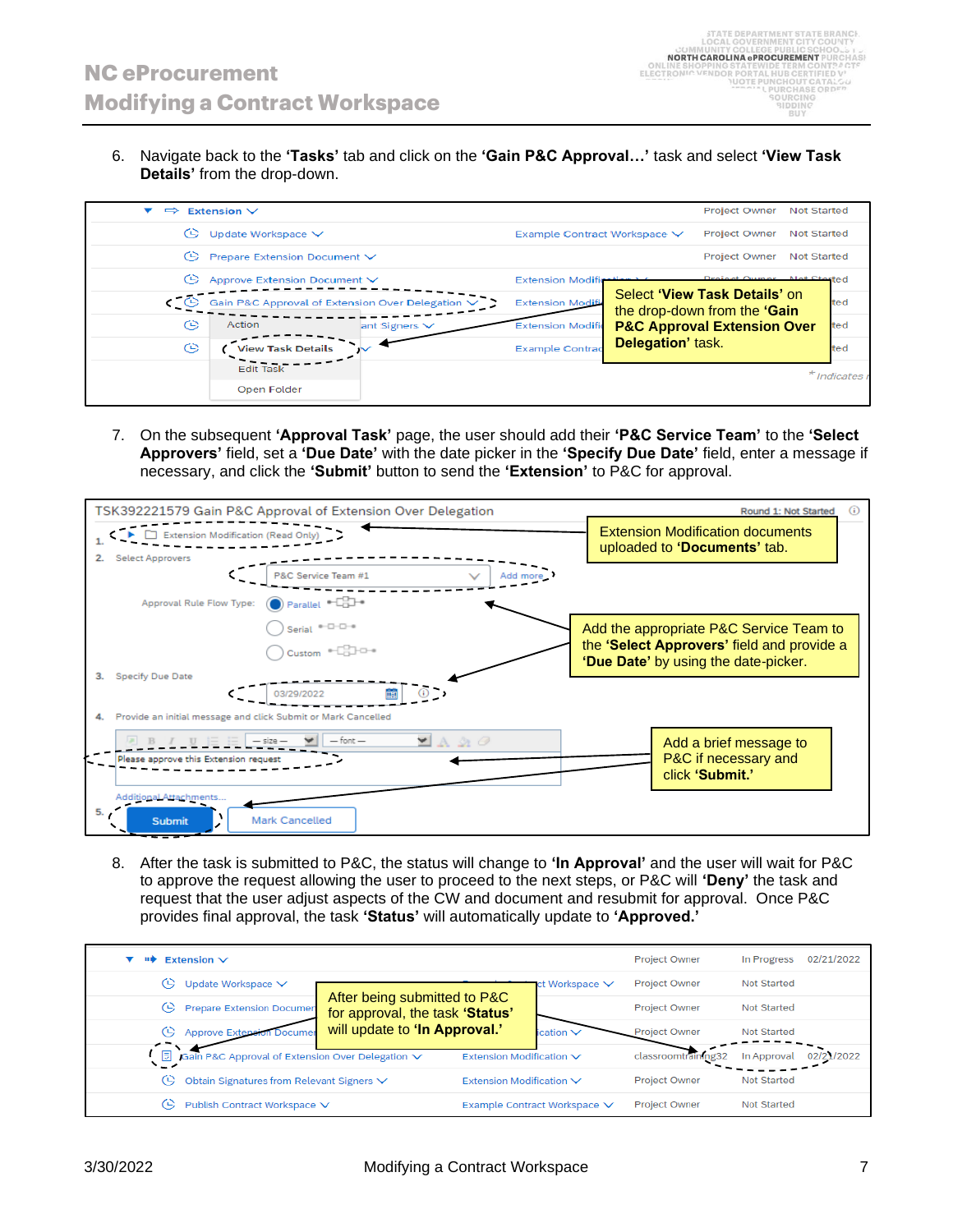6. Navigate back to the **'Tasks'** tab and click on the **'Gain P&C Approval…'** task and select **'View Task Details'** from the drop-down.

| Task | Document | Owner | Status |
|---|---|---|---|
| Extension | | Project Owner | Not Started |
| Update Workspace | Example Contract Workspace | Project Owner | Not Started |
| Prepare Extension Document | | Project Owner | Not Started |
| Approve Extension Document | Extension Modification | Project Owner | Not Started |
| Gain P&C Approval of Extension Over Delegation | Extension Modification | | Not Started |
| Obtain Signatures from Relevant Signers | Extension Modification | | Not Started |
| | Example Contract Workspace | | Not Started |

Action menu: View Task Details, Edit Task, Open Folder

Select **'View Task Details'** on the drop-down from the **'Gain P&C Approval Extension Over Delegation'** task.

7. On the subsequent **'Approval Task'** page, the user should add their **'P&C Service Team'** to the **'Select Approvers'** field, set a **'Due Date'** with the date picker in the **'Specify Due Date'** field, enter a message if necessary, and click the **'Submit'** button to send the **'Extension'** to P&C for approval.

TSK392221579 Gain P&C Approval of Extension Over Delegation — Round 1: Not Started

1. Extension Modification (Read Only)
2. Select Approvers: P&C Service Team #1 (Add more)
   Approval Rule Flow Type: Parallel / Serial / Custom
3. Specify Due Date: 03/29/2022
4. Provide an initial message and click Submit or Mark Cancelled: "Please approve this Extension request"
   Additional Attachments…
5. Submit | Mark Cancelled

Extension Modification documents uploaded to **'Documents'** tab.

Add the appropriate P&C Service Team to the **'Select Approvers'** field and provide a **'Due Date'** by using the date-picker.

Add a brief message to P&C if necessary and click **'Submit.'**

8. After the task is submitted to P&C, the status will change to **'In Approval'** and the user will wait for P&C to approve the request allowing the user to proceed to the next steps, or P&C will **'Deny'** the task and request that the user adjust aspects of the CW and document and resubmit for approval. Once P&C provides final approval, the task **'Status'** will automatically update to **'Approved.'**

| Task | Document | Owner | Status | Date |
|---|---|---|---|---|
| Extension | | Project Owner | In Progress | 02/21/2022 |
| Update Workspace | Example Contract Workspace | Project Owner | Not Started | |
| Prepare Extension Document | | Project Owner | Not Started | |
| Approve Extension Document | Extension Modification | Project Owner | Not Started | |
| Gain P&C Approval of Extension Over Delegation | Extension Modification | classroomtraining32 | In Approval | 02/21/2022 |
| Obtain Signatures from Relevant Signers | Extension Modification | Project Owner | Not Started | |
| Publish Contract Workspace | Example Contract Workspace | Project Owner | Not Started | |

After being submitted to P&C for approval, the task **'Status'** will update to **'In Approval.'**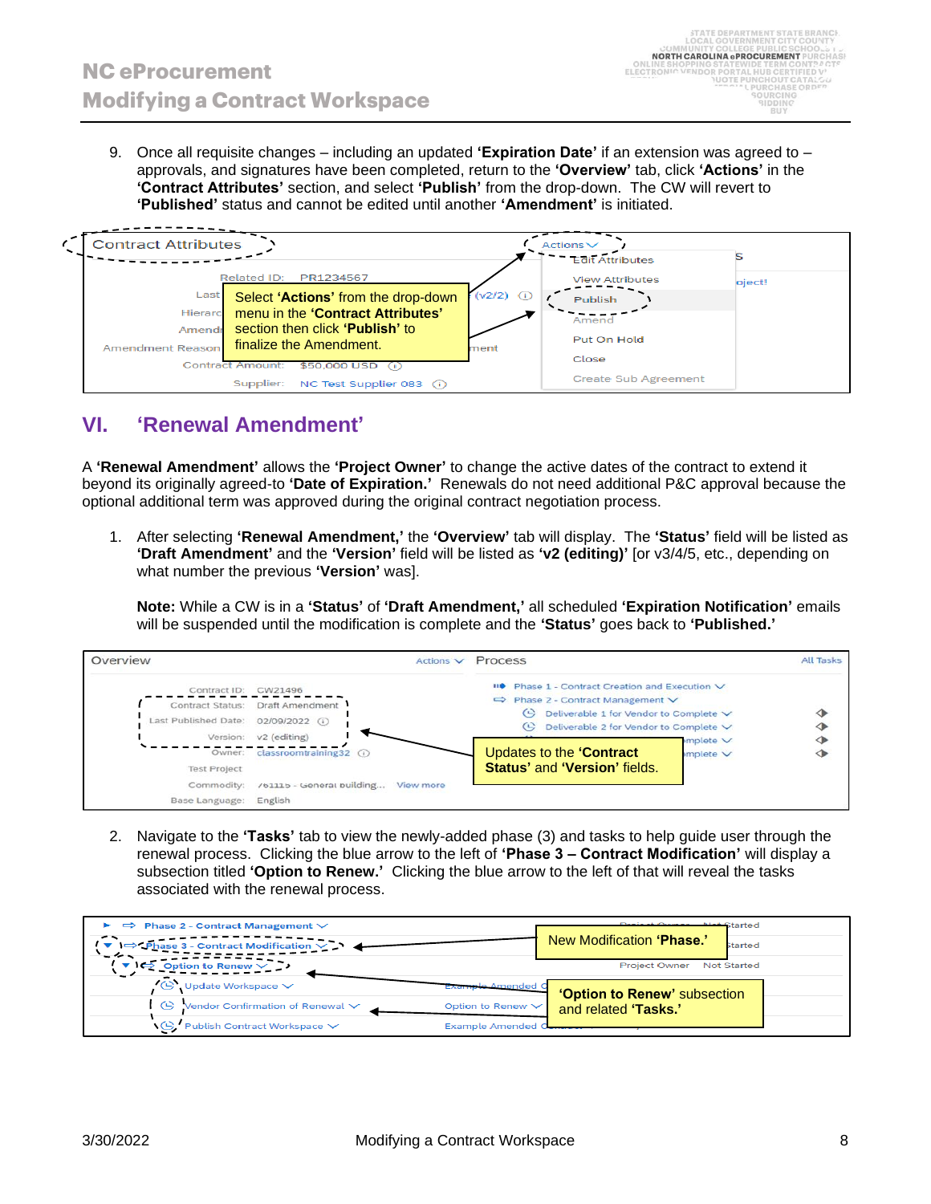9. Once all requisite changes – including an updated **'Expiration Date'** if an extension was agreed to – approvals, and signatures have been completed, return to the **'Overview'** tab, click **'Actions'** in the **'Contract Attributes'** section, and select **'Publish'** from the drop-down. The CW will revert to **'Published'** status and cannot be edited until another **'Amendment'** is initiated.

Select **'Actions'** from the drop-down menu in the **'Contract Attributes'** section then click **'Publish'** to finalize the Amendment.

## VI. 'Renewal Amendment'

A **'Renewal Amendment'** allows the **'Project Owner'** to change the active dates of the contract to extend it beyond its originally agreed-to **'Date of Expiration.'** Renewals do not need additional P&C approval because the optional additional term was approved during the original contract negotiation process.

1. After selecting **'Renewal Amendment,'** the **'Overview'** tab will display. The **'Status'** field will be listed as **'Draft Amendment'** and the **'Version'** field will be listed as **'v2 (editing)'** [or v3/4/5, etc., depending on what number the previous **'Version'** was].

   **Note:** While a CW is in a **'Status'** of **'Draft Amendment,'** all scheduled **'Expiration Notification'** emails will be suspended until the modification is complete and the **'Status'** goes back to **'Published.'**

Updates to the **'Contract Status'** and **'Version'** fields.

2. Navigate to the **'Tasks'** tab to view the newly-added phase (3) and tasks to help guide user through the renewal process. Clicking the blue arrow to the left of **'Phase 3 – Contract Modification'** will display a subsection titled **'Option to Renew.'** Clicking the blue arrow to the left of that will reveal the tasks associated with the renewal process.

New Modification **'Phase.'**

**'Option to Renew'** subsection and related **'Tasks.'**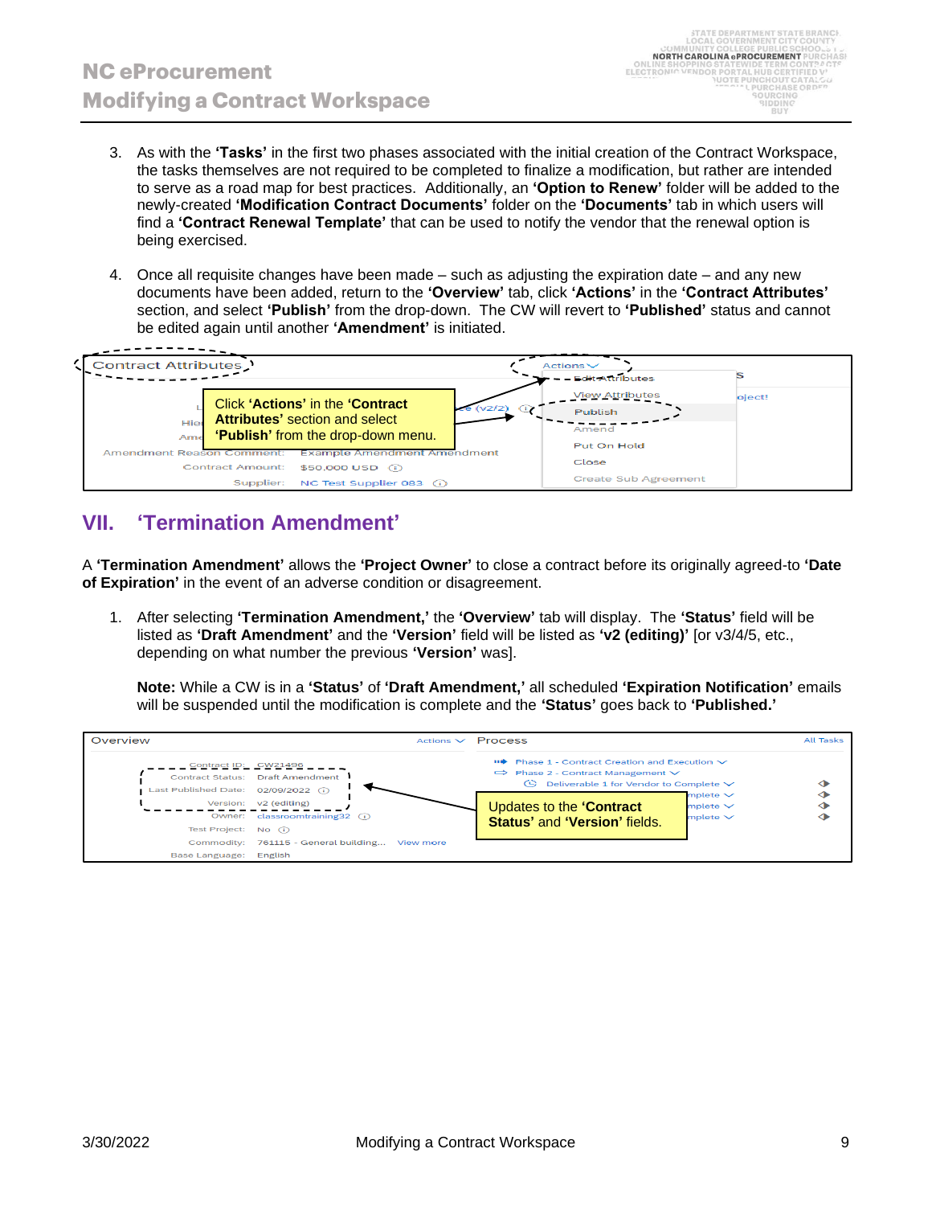3. As with the **'Tasks'** in the first two phases associated with the initial creation of the Contract Workspace, the tasks themselves are not required to be completed to finalize a modification, but rather are intended to serve as a road map for best practices. Additionally, an **'Option to Renew'** folder will be added to the newly-created **'Modification Contract Documents'** folder on the **'Documents'** tab in which users will find a **'Contract Renewal Template'** that can be used to notify the vendor that the renewal option is being exercised.

4. Once all requisite changes have been made – such as adjusting the expiration date – and any new documents have been added, return to the **'Overview'** tab, click **'Actions'** in the **'Contract Attributes'** section, and select **'Publish'** from the drop-down. The CW will revert to **'Published'** status and cannot be edited again until another **'Amendment'** is initiated.

Click **'Actions'** in the **'Contract Attributes'** section and select **'Publish'** from the drop-down menu.

## VII. 'Termination Amendment'

A **'Termination Amendment'** allows the **'Project Owner'** to close a contract before its originally agreed-to **'Date of Expiration'** in the event of an adverse condition or disagreement.

1. After selecting **'Termination Amendment,'** the **'Overview'** tab will display. The **'Status'** field will be listed as **'Draft Amendment'** and the **'Version'** field will be listed as **'v2 (editing)'** [or v3/4/5, etc., depending on what number the previous **'Version'** was].

   **Note:** While a CW is in a **'Status'** of **'Draft Amendment,'** all scheduled **'Expiration Notification'** emails will be suspended until the modification is complete and the **'Status'** goes back to **'Published.'**

Updates to the **'Contract Status'** and **'Version'** fields.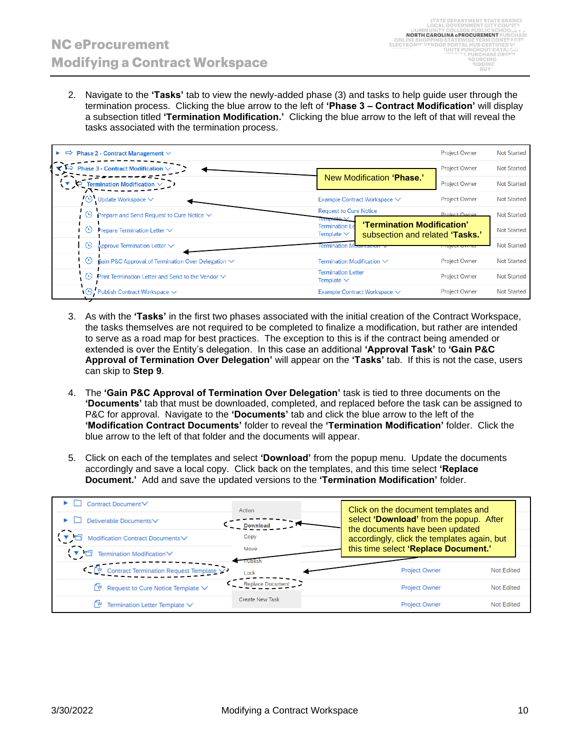2. Navigate to the **'Tasks'** tab to view the newly-added phase (3) and tasks to help guide user through the termination process. Clicking the blue arrow to the left of **'Phase 3 – Contract Modification'** will display a subsection titled **'Termination Modification.'** Clicking the blue arrow to the left of that will reveal the tasks associated with the termination process.

| Task | Document | Owner | Status |
|---|---|---|---|
| Phase 2 - Contract Management | | Project Owner | Not Started |
| Phase 3 - Contract Modification | | Project Owner | Not Started |
| Termination Modification | | Project Owner | Not Started |
| Update Workspace | Example Contract Workspace | Project Owner | Not Started |
| Prepare and Send Request to Cure Notice | Request to Cure Notice Template | Project Owner | Not Started |
| Prepare Termination Letter | Termination Letter Template | Project Owner | Not Started |
| Approve Termination Letter | Termination Modification | Project Owner | Not Started |
| Gain P&C Approval of Termination Over Delegation | Termination Modification | Project Owner | Not Started |
| Print Termination Letter and Send to the Vendor | Termination Letter Template | Project Owner | Not Started |
| Publish Contract Workspace | Example Contract Workspace | Project Owner | Not Started |

New Modification **'Phase.'**

**'Termination Modification'** subsection and related **'Tasks.'**

3. As with the **'Tasks'** in the first two phases associated with the initial creation of the Contract Workspace, the tasks themselves are not required to be completed to finalize a modification, but rather are intended to serve as a road map for best practices. The exception to this is if the contract being amended or extended is over the Entity's delegation. In this case an additional **'Approval Task'** to **'Gain P&C Approval of Termination Over Delegation'** will appear on the **'Tasks'** tab. If this is not the case, users can skip to **Step 9**.

4. The **'Gain P&C Approval of Termination Over Delegation'** task is tied to three documents on the **'Documents'** tab that must be downloaded, completed, and replaced before the task can be assigned to P&C for approval. Navigate to the **'Documents'** tab and click the blue arrow to the left of the **'Modification Contract Documents'** folder to reveal the **'Termination Modification'** folder. Click the blue arrow to the left of that folder and the documents will appear.

5. Click on each of the templates and select **'Download'** from the popup menu. Update the documents accordingly and save a local copy. Click back on the templates, and this time select **'Replace Document.'** Add and save the updated versions to the **'Termination Modification'** folder.

| Document | Owner | Status |
|---|---|---|
| Contract Document | | |
| Deliverable Documents | | |
| Modification Contract Documents | | |
| Termination Modification | | |
| Contract Termination Request Template | Project Owner | Not Edited |
| Request to Cure Notice Template | Project Owner | Not Edited |
| Termination Letter Template | Project Owner | Not Edited |

Popup menu: Action, Download, Copy, Move, Publish, Lock, Replace Document, Create New Task

Click on the document templates and select **'Download'** from the popup. After the documents have been updated accordingly, click the templates again, but this time select **'Replace Document.'**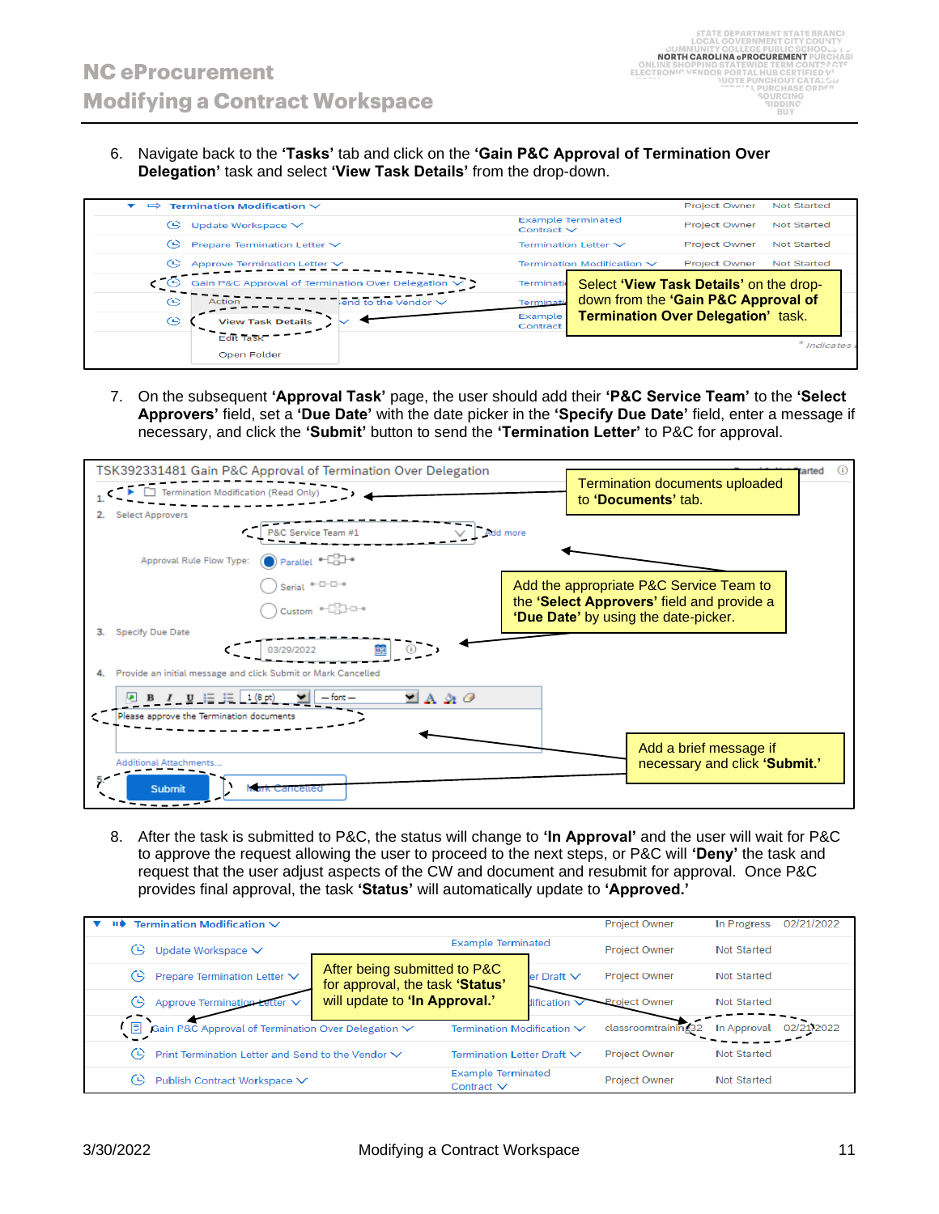6. Navigate back to the **'Tasks'** tab and click on the **'Gain P&C Approval of Termination Over Delegation'** task and select **'View Task Details'** from the drop-down.

Select **'View Task Details'** on the drop-down from the **'Gain P&C Approval of Termination Over Delegation'** task.

7. On the subsequent **'Approval Task'** page, the user should add their **'P&C Service Team'** to the **'Select Approvers'** field, set a **'Due Date'** with the date picker in the **'Specify Due Date'** field, enter a message if necessary, and click the **'Submit'** button to send the **'Termination Letter'** to P&C for approval.

Termination documents uploaded to **'Documents'** tab.

Add the appropriate P&C Service Team to the **'Select Approvers'** field and provide a **'Due Date'** by using the date-picker.

Add a brief message if necessary and click **'Submit.'**

8. After the task is submitted to P&C, the status will change to **'In Approval'** and the user will wait for P&C to approve the request allowing the user to proceed to the next steps, or P&C will **'Deny'** the task and request that the user adjust aspects of the CW and document and resubmit for approval. Once P&C provides final approval, the task **'Status'** will automatically update to **'Approved.'**

After being submitted to P&C for approval, the task **'Status'** will update to **'In Approval.'**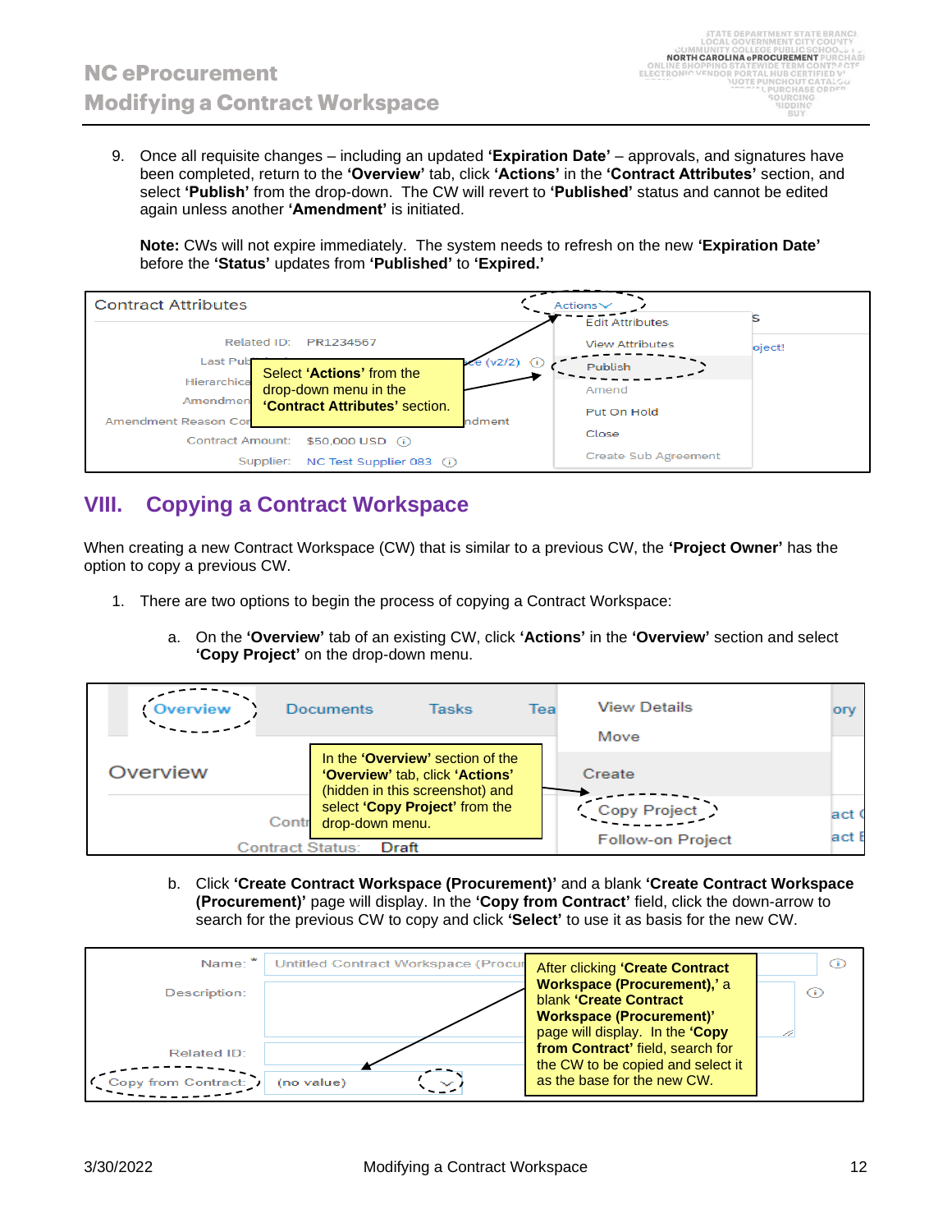9. Once all requisite changes – including an updated **'Expiration Date'** – approvals, and signatures have been completed, return to the **'Overview'** tab, click **'Actions'** in the **'Contract Attributes'** section, and select **'Publish'** from the drop-down. The CW will revert to **'Published'** status and cannot be edited again unless another **'Amendment'** is initiated.

   **Note:** CWs will not expire immediately. The system needs to refresh on the new **'Expiration Date'** before the **'Status'** updates from **'Published'** to **'Expired.'**

Select **'Actions'** from the drop-down menu in the **'Contract Attributes'** section.

## VIII. Copying a Contract Workspace

When creating a new Contract Workspace (CW) that is similar to a previous CW, the **'Project Owner'** has the option to copy a previous CW.

1. There are two options to begin the process of copying a Contract Workspace:

   a. On the **'Overview'** tab of an existing CW, click **'Actions'** in the **'Overview'** section and select **'Copy Project'** on the drop-down menu.

   In the **'Overview'** section of the **'Overview'** tab, click **'Actions'** (hidden in this screenshot) and select **'Copy Project'** from the drop-down menu.

   b. Click **'Create Contract Workspace (Procurement)'** and a blank **'Create Contract Workspace (Procurement)'** page will display. In the **'Copy from Contract'** field, click the down-arrow to search for the previous CW to copy and click **'Select'** to use it as basis for the new CW.

   After clicking **'Create Contract Workspace (Procurement),'** a blank **'Create Contract Workspace (Procurement)'** page will display. In the **'Copy from Contract'** field, search for the CW to be copied and select it as the base for the new CW.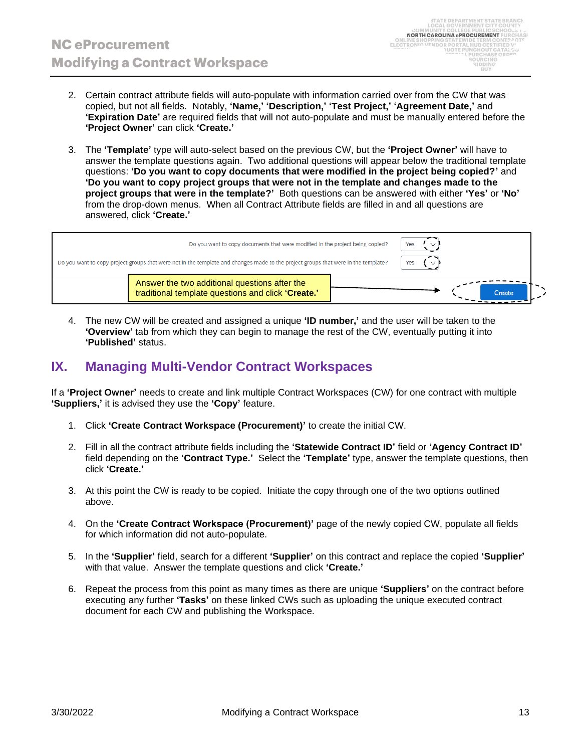2. Certain contract attribute fields will auto-populate with information carried over from the CW that was copied, but not all fields. Notably, **'Name,' 'Description,' 'Test Project,' 'Agreement Date,'** and **'Expiration Date'** are required fields that will not auto-populate and must be manually entered before the **'Project Owner'** can click **'Create.'**

3. The **'Template'** type will auto-select based on the previous CW, but the **'Project Owner'** will have to answer the template questions again. Two additional questions will appear below the traditional template questions: **'Do you want to copy documents that were modified in the project being copied?'** and **'Do you want to copy project groups that were not in the template and changes made to the project groups that were in the template?'** Both questions can be answered with either **'Yes'** or **'No'** from the drop-down menus. When all Contract Attribute fields are filled in and all questions are answered, click **'Create.'**

Do you want to copy documents that were modified in the project being copied? Yes

Do you want to copy project groups that were not in the template and changes made to the project groups that were in the template? Yes

Answer the two additional questions after the traditional template questions and click **'Create.'**

Create

4. The new CW will be created and assigned a unique **'ID number,'** and the user will be taken to the **'Overview'** tab from which they can begin to manage the rest of the CW, eventually putting it into **'Published'** status.

## IX. Managing Multi-Vendor Contract Workspaces

If a **'Project Owner'** needs to create and link multiple Contract Workspaces (CW) for one contract with multiple **'Suppliers,'** it is advised they use the **'Copy'** feature.

1. Click **'Create Contract Workspace (Procurement)'** to create the initial CW.

2. Fill in all the contract attribute fields including the **'Statewide Contract ID'** field or **'Agency Contract ID'** field depending on the **'Contract Type.'** Select the **'Template'** type, answer the template questions, then click **'Create.'**

3. At this point the CW is ready to be copied. Initiate the copy through one of the two options outlined above.

4. On the **'Create Contract Workspace (Procurement)'** page of the newly copied CW, populate all fields for which information did not auto-populate.

5. In the **'Supplier'** field, search for a different **'Supplier'** on this contract and replace the copied **'Supplier'** with that value. Answer the template questions and click **'Create.'**

6. Repeat the process from this point as many times as there are unique **'Suppliers'** on the contract before executing any further **'Tasks'** on these linked CWs such as uploading the unique executed contract document for each CW and publishing the Workspace.